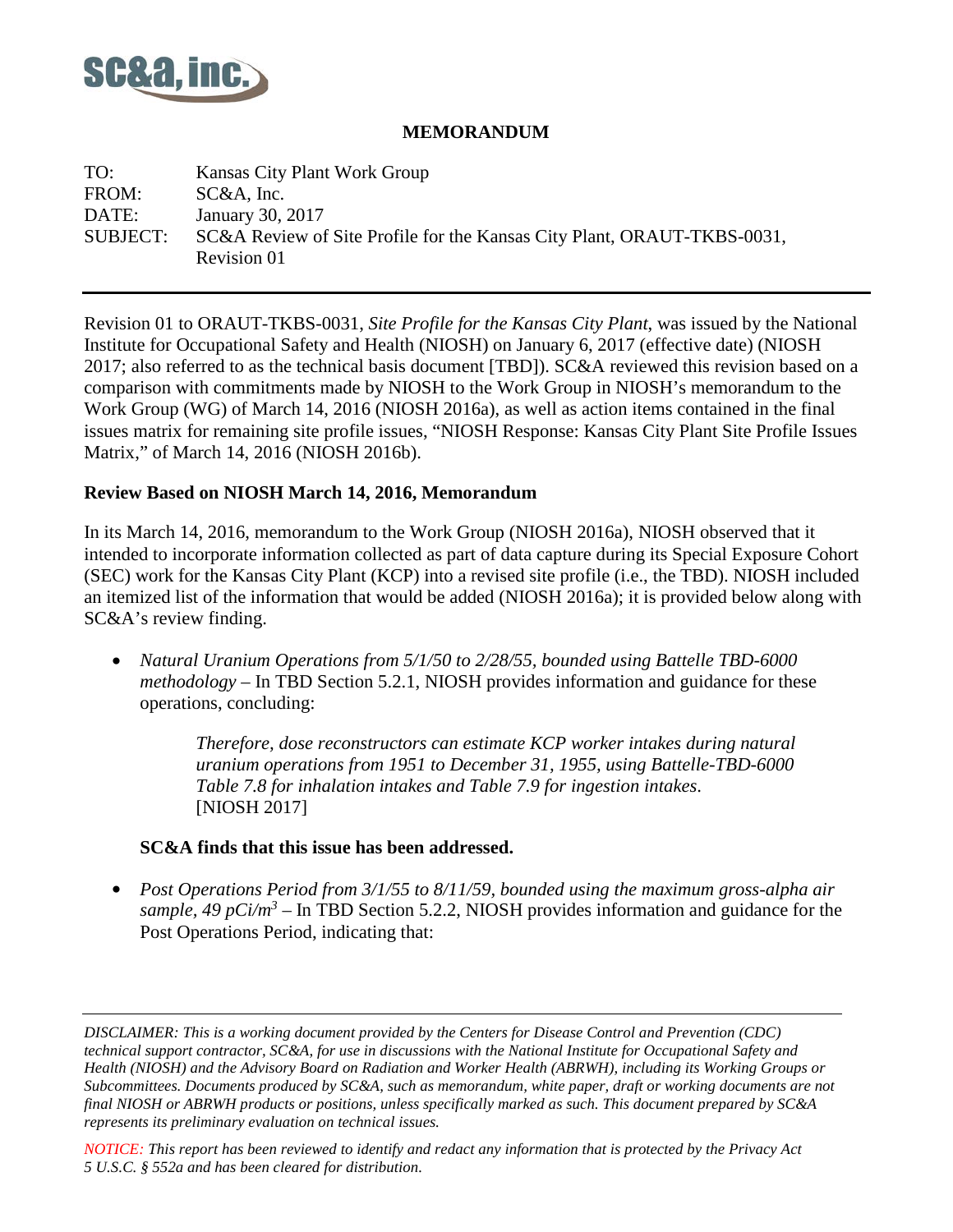SC&A, inc.

**MEMORANDUM**

| | |
|---|---|
| TO: | Kansas City Plant Work Group |
| FROM: | SC&A, Inc. |
| DATE: | January 30, 2017 |
| SUBJECT: | SC&A Review of Site Profile for the Kansas City Plant, ORAUT-TKBS-0031, Revision 01 |

Revision 01 to ORAUT-TKBS-0031, *Site Profile for the Kansas City Plant*, was issued by the National Institute for Occupational Safety and Health (NIOSH) on January 6, 2017 (effective date) (NIOSH 2017; also referred to as the technical basis document [TBD]). SC&A reviewed this revision based on a comparison with commitments made by NIOSH to the Work Group in NIOSH's memorandum to the Work Group (WG) of March 14, 2016 (NIOSH 2016a), as well as action items contained in the final issues matrix for remaining site profile issues, "NIOSH Response: Kansas City Plant Site Profile Issues Matrix," of March 14, 2016 (NIOSH 2016b).

**Review Based on NIOSH March 14, 2016, Memorandum**

In its March 14, 2016, memorandum to the Work Group (NIOSH 2016a), NIOSH observed that it intended to incorporate information collected as part of data capture during its Special Exposure Cohort (SEC) work for the Kansas City Plant (KCP) into a revised site profile (i.e., the TBD). NIOSH included an itemized list of the information that would be added (NIOSH 2016a); it is provided below along with SC&A's review finding.

- *Natural Uranium Operations from 5/1/50 to 2/28/55, bounded using Battelle TBD-6000 methodology* – In TBD Section 5.2.1, NIOSH provides information and guidance for these operations, concluding:

  > *Therefore, dose reconstructors can estimate KCP worker intakes during natural uranium operations from 1951 to December 31, 1955, using Battelle-TBD-6000 Table 7.8 for inhalation intakes and Table 7.9 for ingestion intakes.* [NIOSH 2017]

  **SC&A finds that this issue has been addressed.**

- *Post Operations Period from 3/1/55 to 8/11/59, bounded using the maximum gross-alpha air sample, 49 pCi/m$^3$* – In TBD Section 5.2.2, NIOSH provides information and guidance for the Post Operations Period, indicating that:

*DISCLAIMER: This is a working document provided by the Centers for Disease Control and Prevention (CDC) technical support contractor, SC&A, for use in discussions with the National Institute for Occupational Safety and Health (NIOSH) and the Advisory Board on Radiation and Worker Health (ABRWH), including its Working Groups or Subcommittees. Documents produced by SC&A, such as memorandum, white paper, draft or working documents are not final NIOSH or ABRWH products or positions, unless specifically marked as such. This document prepared by SC&A represents its preliminary evaluation on technical issues.*

*NOTICE: This report has been reviewed to identify and redact any information that is protected by the Privacy Act 5 U.S.C. § 552a and has been cleared for distribution.*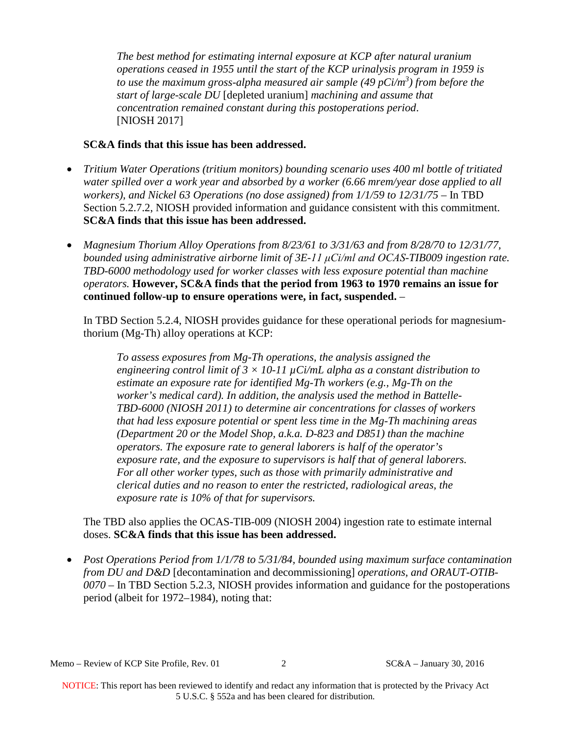> *The best method for estimating internal exposure at KCP after natural uranium operations ceased in 1955 until the start of the KCP urinalysis program in 1959 is to use the maximum gross-alpha measured air sample (49 pCi/m$^3$) from before the start of large-scale DU* [depleted uranium] *machining and assume that concentration remained constant during this postoperations period*. [NIOSH 2017]

**SC&A finds that this issue has been addressed.**

- *Tritium Water Operations (tritium monitors) bounding scenario uses 400 ml bottle of tritiated water spilled over a work year and absorbed by a worker (6.66 mrem/year dose applied to all workers), and Nickel 63 Operations (no dose assigned) from 1/1/59 to 12/31/75* – In TBD Section 5.2.7.2, NIOSH provided information and guidance consistent with this commitment. **SC&A finds that this issue has been addressed.**

- *Magnesium Thorium Alloy Operations from 8/23/61 to 3/31/63 and from 8/28/70 to 12/31/77, bounded using administrative airborne limit of 3E-11 μCi/ml and OCAS-TIB009 ingestion rate. TBD-6000 methodology used for worker classes with less exposure potential than machine operators.* **However, SC&A finds that the period from 1963 to 1970 remains an issue for continued follow-up to ensure operations were, in fact, suspended.** –

  In TBD Section 5.2.4, NIOSH provides guidance for these operational periods for magnesium-thorium (Mg-Th) alloy operations at KCP:

  > *To assess exposures from Mg-Th operations, the analysis assigned the engineering control limit of $3 \times 10$-11 μCi/mL alpha as a constant distribution to estimate an exposure rate for identified Mg-Th workers (e.g., Mg-Th on the worker's medical card). In addition, the analysis used the method in Battelle-TBD-6000 (NIOSH 2011) to determine air concentrations for classes of workers that had less exposure potential or spent less time in the Mg-Th machining areas (Department 20 or the Model Shop, a.k.a. D-823 and D851) than the machine operators. The exposure rate to general laborers is half of the operator's exposure rate, and the exposure to supervisors is half that of general laborers. For all other worker types, such as those with primarily administrative and clerical duties and no reason to enter the restricted, radiological areas, the exposure rate is 10% of that for supervisors.*

  The TBD also applies the OCAS-TIB-009 (NIOSH 2004) ingestion rate to estimate internal doses. **SC&A finds that this issue has been addressed.**

- *Post Operations Period from 1/1/78 to 5/31/84, bounded using maximum surface contamination from DU and D&D* [decontamination and decommissioning] *operations, and ORAUT-OTIB-0070* – In TBD Section 5.2.3, NIOSH provides information and guidance for the postoperations period (albeit for 1972–1984), noting that:

NOTICE: This report has been reviewed to identify and redact any information that is protected by the Privacy Act 5 U.S.C. § 552a and has been cleared for distribution.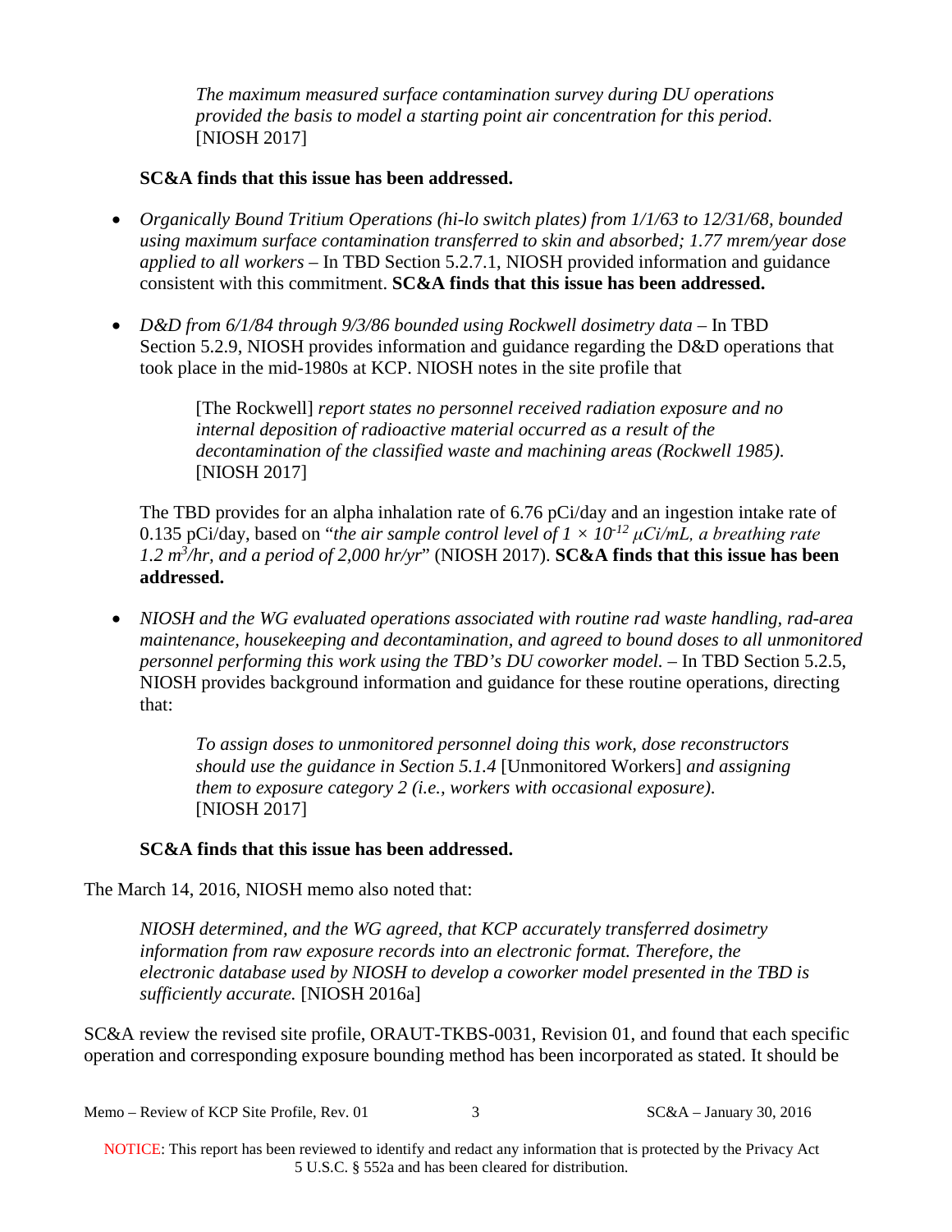> *The maximum measured surface contamination survey during DU operations provided the basis to model a starting point air concentration for this period.* [NIOSH 2017]

**SC&A finds that this issue has been addressed.**

- *Organically Bound Tritium Operations (hi-lo switch plates) from 1/1/63 to 12/31/68, bounded using maximum surface contamination transferred to skin and absorbed; 1.77 mrem/year dose applied to all workers* – In TBD Section 5.2.7.1, NIOSH provided information and guidance consistent with this commitment. **SC&A finds that this issue has been addressed.**

- *D&D from 6/1/84 through 9/3/86 bounded using Rockwell dosimetry data* – In TBD Section 5.2.9, NIOSH provides information and guidance regarding the D&D operations that took place in the mid-1980s at KCP. NIOSH notes in the site profile that

  > [The Rockwell] *report states no personnel received radiation exposure and no internal deposition of radioactive material occurred as a result of the decontamination of the classified waste and machining areas (Rockwell 1985).* [NIOSH 2017]

  The TBD provides for an alpha inhalation rate of 6.76 pCi/day and an ingestion intake rate of 0.135 pCi/day, based on "*the air sample control level of $1 \times 10^{-12}$ μCi/mL, a breathing rate 1.2 $m^3$/hr, and a period of 2,000 hr/yr*" (NIOSH 2017). **SC&A finds that this issue has been addressed.**

- *NIOSH and the WG evaluated operations associated with routine rad waste handling, rad-area maintenance, housekeeping and decontamination, and agreed to bound doses to all unmonitored personnel performing this work using the TBD's DU coworker model.* – In TBD Section 5.2.5, NIOSH provides background information and guidance for these routine operations, directing that:

  > *To assign doses to unmonitored personnel doing this work, dose reconstructors should use the guidance in Section 5.1.4* [Unmonitored Workers] *and assigning them to exposure category 2 (i.e., workers with occasional exposure).* [NIOSH 2017]

  **SC&A finds that this issue has been addressed.**

The March 14, 2016, NIOSH memo also noted that:

> *NIOSH determined, and the WG agreed, that KCP accurately transferred dosimetry information from raw exposure records into an electronic format. Therefore, the electronic database used by NIOSH to develop a coworker model presented in the TBD is sufficiently accurate.* [NIOSH 2016a]

SC&A review the revised site profile, ORAUT-TKBS-0031, Revision 01, and found that each specific operation and corresponding exposure bounding method has been incorporated as stated. It should be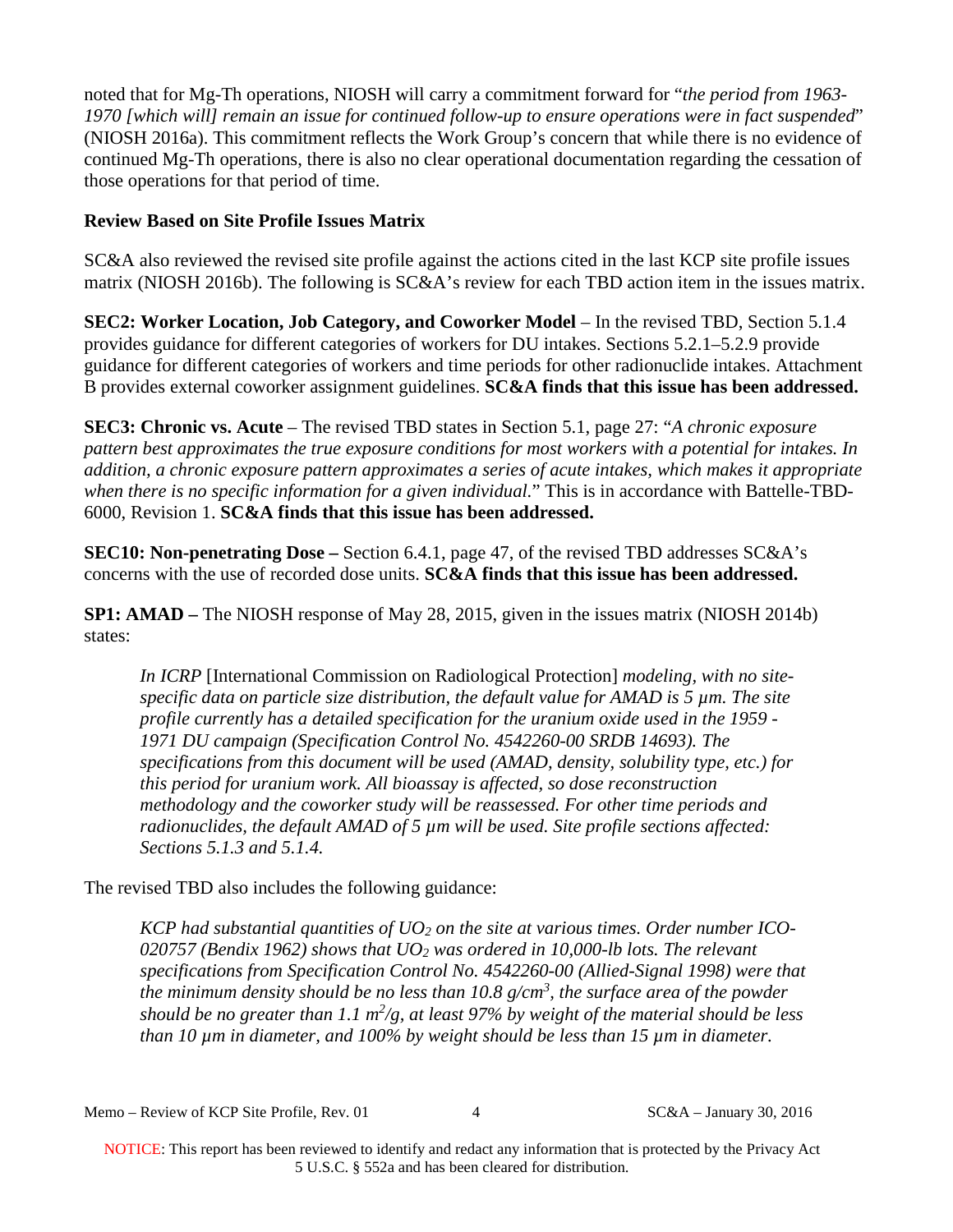noted that for Mg-Th operations, NIOSH will carry a commitment forward for "*the period from 1963-1970 [which will] remain an issue for continued follow-up to ensure operations were in fact suspended*" (NIOSH 2016a). This commitment reflects the Work Group's concern that while there is no evidence of continued Mg-Th operations, there is also no clear operational documentation regarding the cessation of those operations for that period of time.

**Review Based on Site Profile Issues Matrix**

SC&A also reviewed the revised site profile against the actions cited in the last KCP site profile issues matrix (NIOSH 2016b). The following is SC&A's review for each TBD action item in the issues matrix.

**SEC2: Worker Location, Job Category, and Coworker Model** – In the revised TBD, Section 5.1.4 provides guidance for different categories of workers for DU intakes. Sections 5.2.1–5.2.9 provide guidance for different categories of workers and time periods for other radionuclide intakes. Attachment B provides external coworker assignment guidelines. **SC&A finds that this issue has been addressed.**

**SEC3: Chronic vs. Acute** – The revised TBD states in Section 5.1, page 27: "*A chronic exposure pattern best approximates the true exposure conditions for most workers with a potential for intakes. In addition, a chronic exposure pattern approximates a series of acute intakes, which makes it appropriate when there is no specific information for a given individual.*" This is in accordance with Battelle-TBD-6000, Revision 1. **SC&A finds that this issue has been addressed.**

**SEC10: Non-penetrating Dose –** Section 6.4.1, page 47, of the revised TBD addresses SC&A's concerns with the use of recorded dose units. **SC&A finds that this issue has been addressed.**

**SP1: AMAD –** The NIOSH response of May 28, 2015, given in the issues matrix (NIOSH 2014b) states:

> *In ICRP* [International Commission on Radiological Protection] *modeling, with no site-specific data on particle size distribution, the default value for AMAD is 5 µm. The site profile currently has a detailed specification for the uranium oxide used in the 1959 - 1971 DU campaign (Specification Control No. 4542260-00 SRDB 14693). The specifications from this document will be used (AMAD, density, solubility type, etc.) for this period for uranium work. All bioassay is affected, so dose reconstruction methodology and the coworker study will be reassessed. For other time periods and radionuclides, the default AMAD of 5 µm will be used. Site profile sections affected: Sections 5.1.3 and 5.1.4.*

The revised TBD also includes the following guidance:

> *KCP had substantial quantities of $UO_2$ on the site at various times. Order number ICO-020757 (Bendix 1962) shows that $UO_2$ was ordered in 10,000-lb lots. The relevant specifications from Specification Control No. 4542260-00 (Allied-Signal 1998) were that the minimum density should be no less than 10.8 g/cm$^3$, the surface area of the powder should be no greater than 1.1 m$^2$/g, at least 97% by weight of the material should be less than 10 µm in diameter, and 100% by weight should be less than 15 µm in diameter.*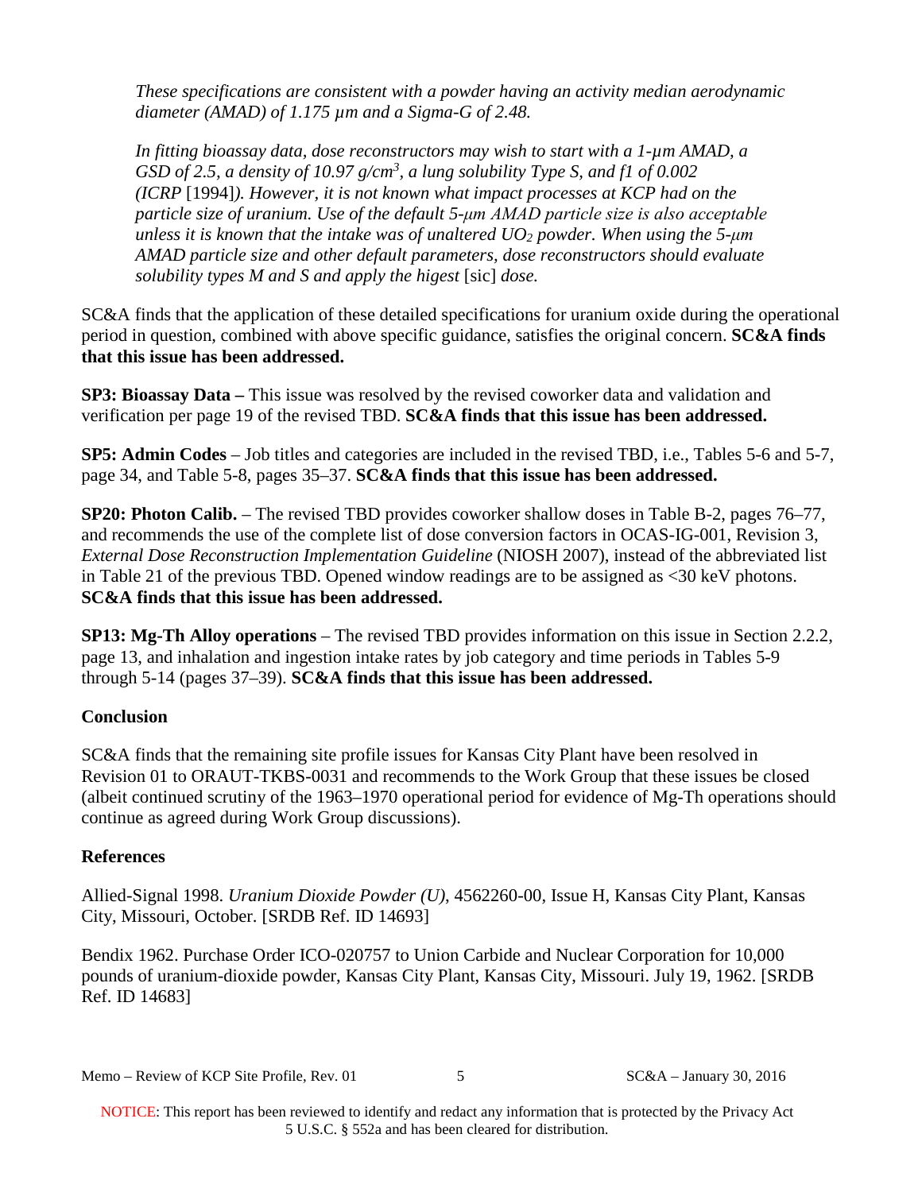*These specifications are consistent with a powder having an activity median aerodynamic diameter (AMAD) of 1.175 µm and a Sigma-G of 2.48.*

*In fitting bioassay data, dose reconstructors may wish to start with a 1-µm AMAD, a GSD of 2.5, a density of 10.97 g/cm$^3$, a lung solubility Type S, and f1 of 0.002 (ICRP* [1994]*). However, it is not known what impact processes at KCP had on the particle size of uranium. Use of the default 5-µm AMAD particle size is also acceptable unless it is known that the intake was of unaltered $UO_2$ powder. When using the 5-µm AMAD particle size and other default parameters, dose reconstructors should evaluate solubility types M and S and apply the higest* [sic] *dose.*

SC&A finds that the application of these detailed specifications for uranium oxide during the operational period in question, combined with above specific guidance, satisfies the original concern. **SC&A finds that this issue has been addressed.**

**SP3: Bioassay Data –** This issue was resolved by the revised coworker data and validation and verification per page 19 of the revised TBD. **SC&A finds that this issue has been addressed.**

**SP5: Admin Codes** – Job titles and categories are included in the revised TBD, i.e., Tables 5-6 and 5-7, page 34, and Table 5-8, pages 35–37. **SC&A finds that this issue has been addressed.**

**SP20: Photon Calib.** – The revised TBD provides coworker shallow doses in Table B-2, pages 76–77, and recommends the use of the complete list of dose conversion factors in OCAS-IG-001, Revision 3, *External Dose Reconstruction Implementation Guideline* (NIOSH 2007), instead of the abbreviated list in Table 21 of the previous TBD. Opened window readings are to be assigned as <30 keV photons. **SC&A finds that this issue has been addressed.**

**SP13: Mg-Th Alloy operations** – The revised TBD provides information on this issue in Section 2.2.2, page 13, and inhalation and ingestion intake rates by job category and time periods in Tables 5-9 through 5-14 (pages 37–39). **SC&A finds that this issue has been addressed.**

## Conclusion

SC&A finds that the remaining site profile issues for Kansas City Plant have been resolved in Revision 01 to ORAUT-TKBS-0031 and recommends to the Work Group that these issues be closed (albeit continued scrutiny of the 1963–1970 operational period for evidence of Mg-Th operations should continue as agreed during Work Group discussions).

## References

Allied-Signal 1998. *Uranium Dioxide Powder (U)*, 4562260-00, Issue H, Kansas City Plant, Kansas City, Missouri, October. [SRDB Ref. ID 14693]

Bendix 1962. Purchase Order ICO-020757 to Union Carbide and Nuclear Corporation for 10,000 pounds of uranium-dioxide powder, Kansas City Plant, Kansas City, Missouri. July 19, 1962. [SRDB Ref. ID 14683]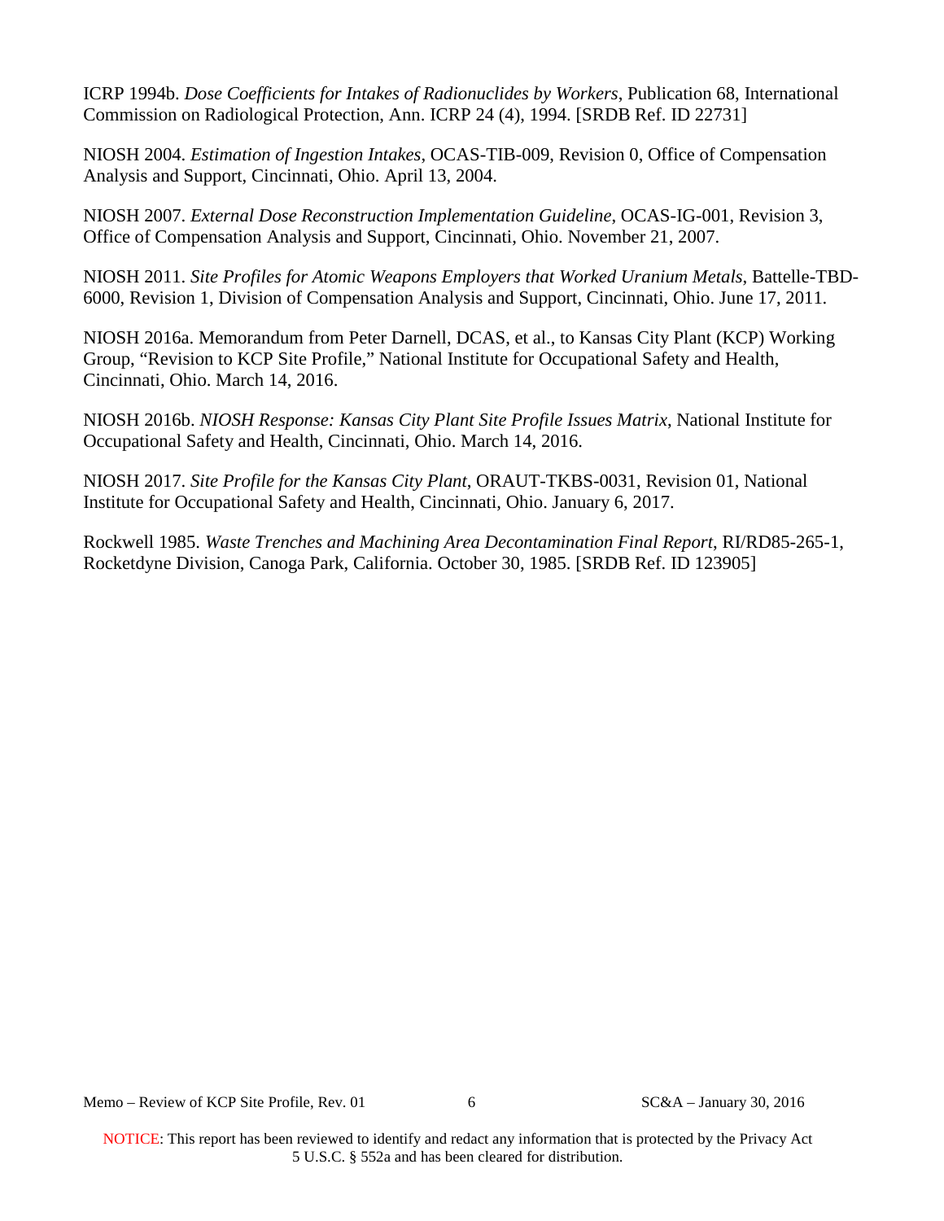ICRP 1994b. *Dose Coefficients for Intakes of Radionuclides by Workers*, Publication 68, International Commission on Radiological Protection, Ann. ICRP 24 (4), 1994. [SRDB Ref. ID 22731]

NIOSH 2004. *Estimation of Ingestion Intakes*, OCAS-TIB-009, Revision 0, Office of Compensation Analysis and Support, Cincinnati, Ohio. April 13, 2004.

NIOSH 2007. *External Dose Reconstruction Implementation Guideline*, OCAS-IG-001, Revision 3, Office of Compensation Analysis and Support, Cincinnati, Ohio. November 21, 2007.

NIOSH 2011. *Site Profiles for Atomic Weapons Employers that Worked Uranium Metals*, Battelle-TBD-6000, Revision 1, Division of Compensation Analysis and Support, Cincinnati, Ohio. June 17, 2011.

NIOSH 2016a. Memorandum from Peter Darnell, DCAS, et al., to Kansas City Plant (KCP) Working Group, "Revision to KCP Site Profile," National Institute for Occupational Safety and Health, Cincinnati, Ohio. March 14, 2016.

NIOSH 2016b. *NIOSH Response: Kansas City Plant Site Profile Issues Matrix*, National Institute for Occupational Safety and Health, Cincinnati, Ohio. March 14, 2016.

NIOSH 2017. *Site Profile for the Kansas City Plant*, ORAUT-TKBS-0031, Revision 01, National Institute for Occupational Safety and Health, Cincinnati, Ohio. January 6, 2017.

Rockwell 1985. *Waste Trenches and Machining Area Decontamination Final Report*, RI/RD85-265-1, Rocketdyne Division, Canoga Park, California. October 30, 1985. [SRDB Ref. ID 123905]

NOTICE: This report has been reviewed to identify and redact any information that is protected by the Privacy Act 5 U.S.C. § 552a and has been cleared for distribution.